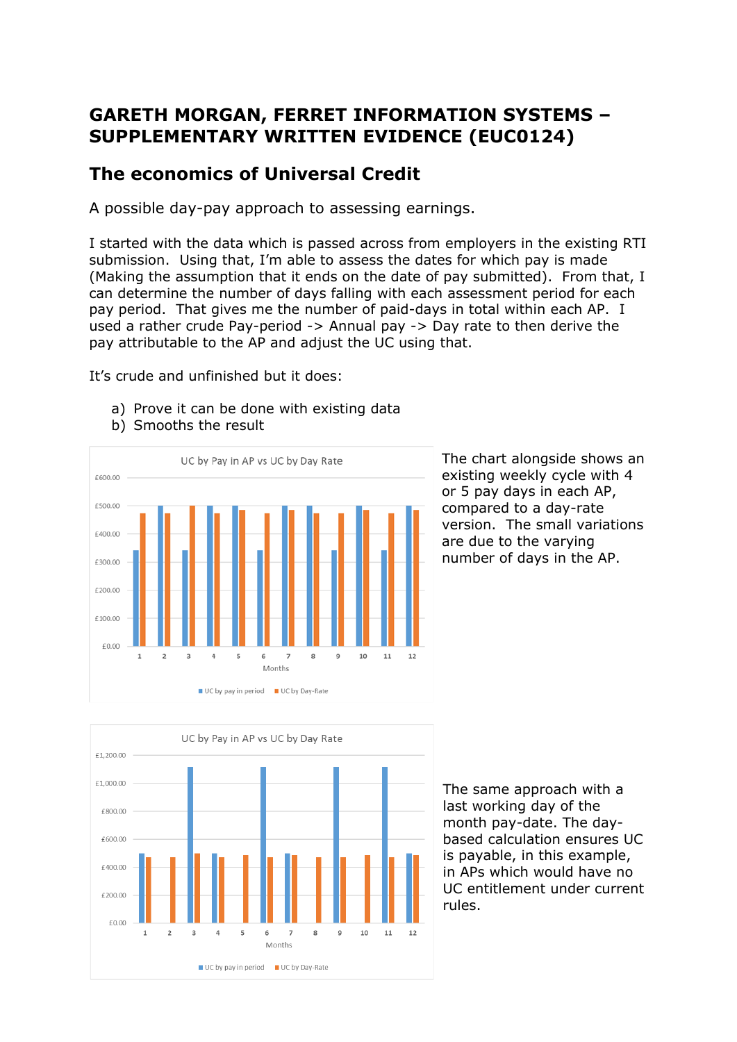# GARETH MORGAN, FERRET INFORMATION SYSTEMS – SUPPLEMENTARY WRITTEN EVIDENCE (EUC0124)

## The economics of Universal Credit

A possible day-pay approach to assessing earnings.

I started with the data which is passed across from employers in the existing RTI submission. Using that, I'm able to assess the dates for which pay is made (Making the assumption that it ends on the date of pay submitted). From that, I can determine the number of days falling with each assessment period for each pay period. That gives me the number of paid-days in total within each AP. I used a rather crude Pay-period -> Annual pay -> Day rate to then derive the pay attributable to the AP and adjust the UC using that.

It's crude and unfinished but it does:

a) Prove it can be done with existing data
b) Smooths the result

The chart alongside shows an existing weekly cycle with 4 or 5 pay days in each AP, compared to a day-rate version. The small variations are due to the varying number of days in the AP.

The same approach with a last working day of the month pay-date. The day-based calculation ensures UC is payable, in this example, in APs which would have no UC entitlement under current rules.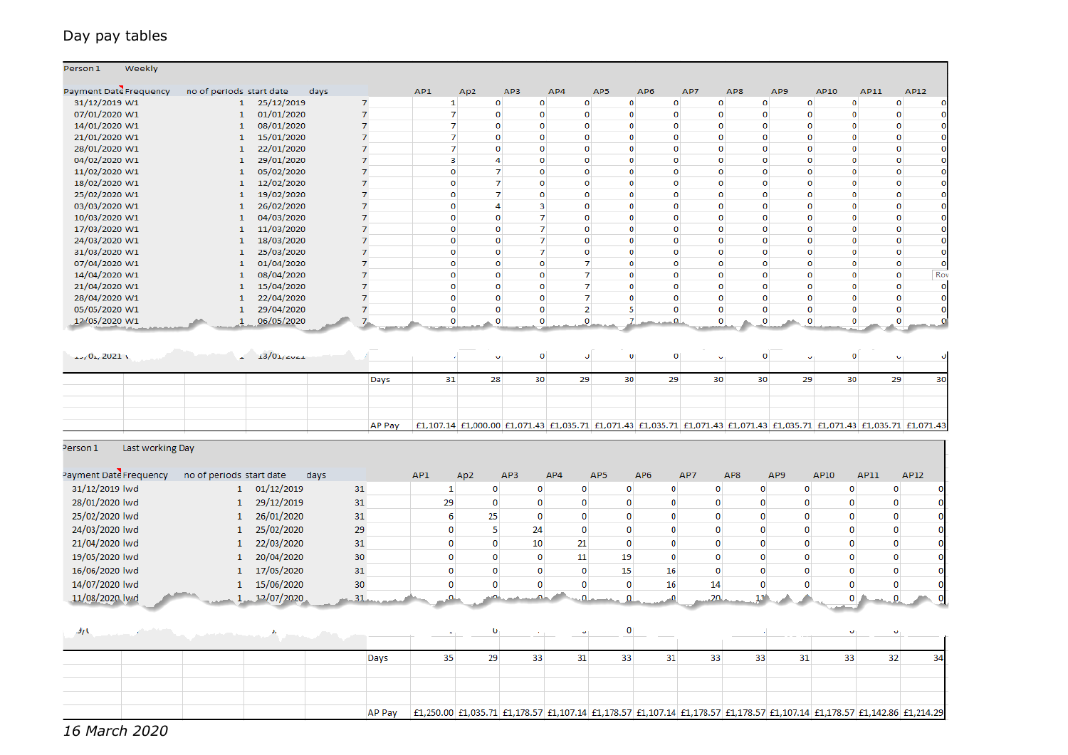Day pay tables

| Person 1 | Weekly | | | | | | | | | | | | | | | | |
|---|---|---|---|---|---|---|---|---|---|---|---|---|---|---|---|---|---|
| Payment Date | Frequency | no of periods | start date | days | AP1 | Ap2 | AP3 | AP4 | AP5 | AP6 | AP7 | AP8 | AP9 | AP10 | AP11 | AP12 |
| 31/12/2019 | W1 | 1 | 25/12/2019 | 7 | 1 | 0 | 0 | 0 | 0 | 0 | 0 | 0 | 0 | 0 | 0 | 0 |
| 07/01/2020 | W1 | 1 | 01/01/2020 | 7 | 7 | 0 | 0 | 0 | 0 | 0 | 0 | 0 | 0 | 0 | 0 | 0 |
| 14/01/2020 | W1 | 1 | 08/01/2020 | 7 | 7 | 0 | 0 | 0 | 0 | 0 | 0 | 0 | 0 | 0 | 0 | 0 |
| 21/01/2020 | W1 | 1 | 15/01/2020 | 7 | 7 | 0 | 0 | 0 | 0 | 0 | 0 | 0 | 0 | 0 | 0 | 0 |
| 28/01/2020 | W1 | 1 | 22/01/2020 | 7 | 7 | 0 | 0 | 0 | 0 | 0 | 0 | 0 | 0 | 0 | 0 | 0 |
| 04/02/2020 | W1 | 1 | 29/01/2020 | 7 | 3 | 4 | 0 | 0 | 0 | 0 | 0 | 0 | 0 | 0 | 0 | 0 |
| 11/02/2020 | W1 | 1 | 05/02/2020 | 7 | 0 | 7 | 0 | 0 | 0 | 0 | 0 | 0 | 0 | 0 | 0 | 0 |
| 18/02/2020 | W1 | 1 | 12/02/2020 | 7 | 0 | 7 | 0 | 0 | 0 | 0 | 0 | 0 | 0 | 0 | 0 | 0 |
| 25/02/2020 | W1 | 1 | 19/02/2020 | 7 | 0 | 7 | 0 | 0 | 0 | 0 | 0 | 0 | 0 | 0 | 0 | 0 |
| 03/03/2020 | W1 | 1 | 26/02/2020 | 7 | 0 | 4 | 3 | 0 | 0 | 0 | 0 | 0 | 0 | 0 | 0 | 0 |
| 10/03/2020 | W1 | 1 | 04/03/2020 | 7 | 0 | 0 | 7 | 0 | 0 | 0 | 0 | 0 | 0 | 0 | 0 | 0 |
| 17/03/2020 | W1 | 1 | 11/03/2020 | 7 | 0 | 0 | 7 | 0 | 0 | 0 | 0 | 0 | 0 | 0 | 0 | 0 |
| 24/03/2020 | W1 | 1 | 18/03/2020 | 7 | 0 | 0 | 7 | 0 | 0 | 0 | 0 | 0 | 0 | 0 | 0 | 0 |
| 31/03/2020 | W1 | 1 | 25/03/2020 | 7 | 0 | 0 | 7 | 0 | 0 | 0 | 0 | 0 | 0 | 0 | 0 | 0 |
| 07/04/2020 | W1 | 1 | 01/04/2020 | 7 | 0 | 0 | 0 | 7 | 0 | 0 | 0 | 0 | 0 | 0 | 0 | 0 |
| 14/04/2020 | W1 | 1 | 08/04/2020 | 7 | 0 | 0 | 0 | 7 | 0 | 0 | 0 | 0 | 0 | 0 | 0 | Row |
| 21/04/2020 | W1 | 1 | 15/04/2020 | 7 | 0 | 0 | 0 | 7 | 0 | 0 | 0 | 0 | 0 | 0 | 0 | 0 |
| 28/04/2020 | W1 | 1 | 22/04/2020 | 7 | 0 | 0 | 0 | 7 | 0 | 0 | 0 | 0 | 0 | 0 | 0 | 0 |
| 05/05/2020 | W1 | 1 | 29/04/2020 | 7 | 0 | 0 | 0 | 2 | 5 | 0 | 0 | 0 | 0 | 0 | 0 | 0 |
| 12/05/2020 | W1 | 1 | 06/05/2020 | 7 | 0 | 0 | 0 | 0 | 7 | 0 | 0 | 0 | 0 | 0 | 0 | 0 |
| ... | | | | | | | | | | | | | | | | |
| 19/01/2021 | W1 | 1 | 13/01/2021 | | | | 0 | | 0 | 0 | | 0 | | 0 | | 0 |
| | | | | Days | 31 | 28 | 30 | 29 | 30 | 29 | 30 | 30 | 29 | 30 | 29 | 30 |
| | | | | AP Pay | £1,107.14 | £1,000.00 | £1,071.43 | £1,035.71 | £1,071.43 | £1,035.71 | £1,071.43 | £1,071.43 | £1,035.71 | £1,071.43 | £1,035.71 | £1,071.43 |

| Person 1 | Last working Day | | | | | | | | | | | | | | | | |
|---|---|---|---|---|---|---|---|---|---|---|---|---|---|---|---|---|---|
| Payment Date | Frequency | no of periods | start date | days | AP1 | Ap2 | AP3 | AP4 | AP5 | AP6 | AP7 | AP8 | AP9 | AP10 | AP11 | AP12 |
| 31/12/2019 | lwd | 1 | 01/12/2019 | 31 | 1 | 0 | 0 | 0 | 0 | 0 | 0 | 0 | 0 | 0 | 0 | 0 |
| 28/01/2020 | lwd | 1 | 29/12/2019 | 31 | 29 | 0 | 0 | 0 | 0 | 0 | 0 | 0 | 0 | 0 | 0 | 0 |
| 25/02/2020 | lwd | 1 | 26/01/2020 | 31 | 6 | 25 | 0 | 0 | 0 | 0 | 0 | 0 | 0 | 0 | 0 | 0 |
| 24/03/2020 | lwd | 1 | 25/02/2020 | 29 | 0 | 5 | 24 | 0 | 0 | 0 | 0 | 0 | 0 | 0 | 0 | 0 |
| 21/04/2020 | lwd | 1 | 22/03/2020 | 31 | 0 | 0 | 10 | 21 | 0 | 0 | 0 | 0 | 0 | 0 | 0 | 0 |
| 19/05/2020 | lwd | 1 | 20/04/2020 | 30 | 0 | 0 | 0 | 11 | 19 | 0 | 0 | 0 | 0 | 0 | 0 | 0 |
| 16/06/2020 | lwd | 1 | 17/05/2020 | 31 | 0 | 0 | 0 | 0 | 15 | 16 | 0 | 0 | 0 | 0 | 0 | 0 |
| 14/07/2020 | lwd | 1 | 15/06/2020 | 30 | 0 | 0 | 0 | 0 | 0 | 16 | 14 | 0 | 0 | 0 | 0 | 0 |
| 11/08/2020 | lwd | 1 | 12/07/2020 | 31 | 0 | 0 | 0 | 0 | 0 | 0 | 20 | 11 | 0 | 0 | 0 | 0 |
| ... | | | | | | | | | | | | | | | | |
| | | | | Days | 35 | 29 | 33 | 31 | 33 | 31 | 33 | 33 | 31 | 33 | 32 | 34 |
| | | | | AP Pay | £1,250.00 | £1,035.71 | £1,178.57 | £1,107.14 | £1,178.57 | £1,107.14 | £1,178.57 | £1,178.57 | £1,107.14 | £1,178.57 | £1,142.86 | £1,214.29 |

*16 March 2020*